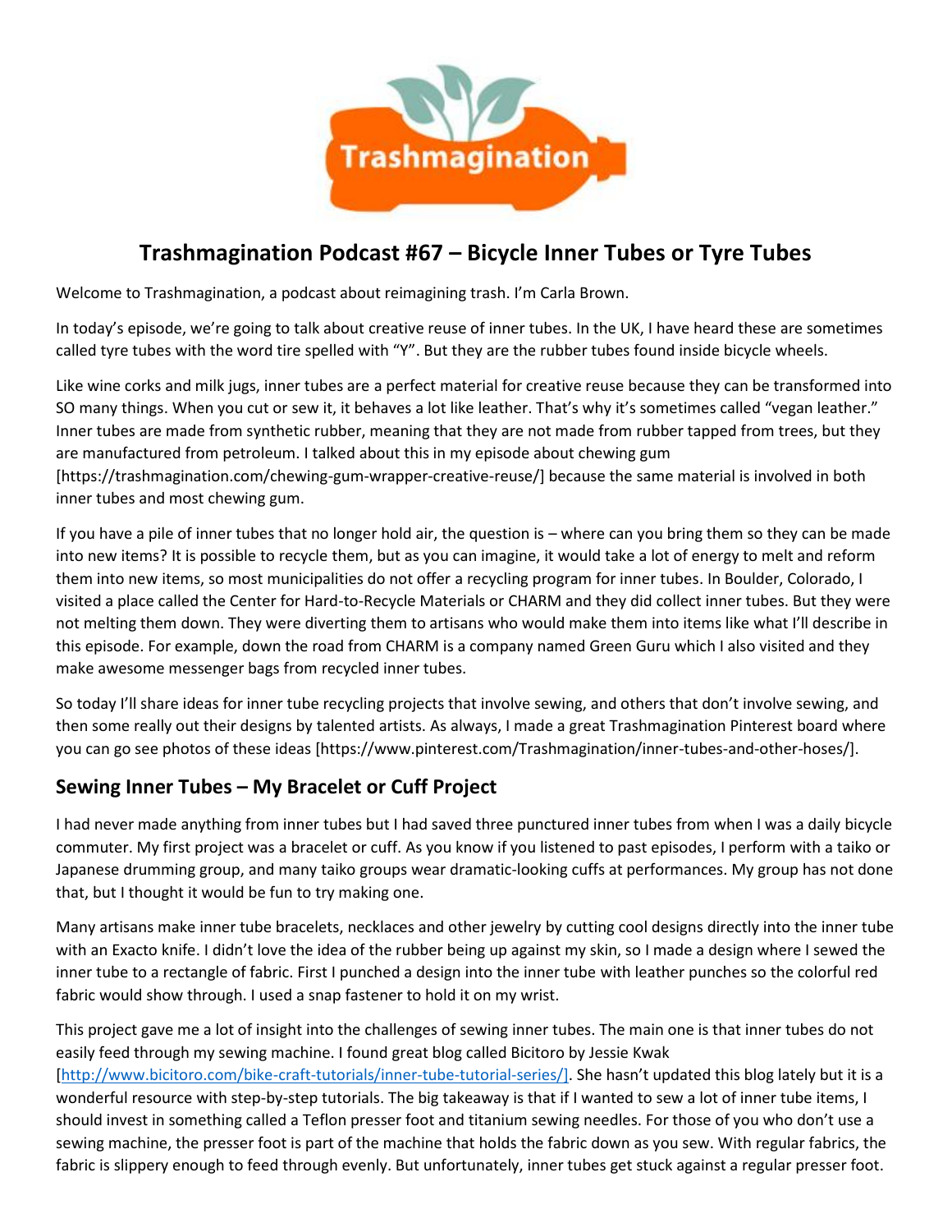# Trashmagination Podcast #67 – Bicycle Inner Tubes or Tyre Tubes

Welcome to Trashmagination, a podcast about reimagining trash. I'm Carla Brown.

In today's episode, we're going to talk about creative reuse of inner tubes. In the UK, I have heard these are sometimes called tyre tubes with the word tire spelled with "Y". But they are the rubber tubes found inside bicycle wheels.

Like wine corks and milk jugs, inner tubes are a perfect material for creative reuse because they can be transformed into SO many things. When you cut or sew it, it behaves a lot like leather. That's why it's sometimes called "vegan leather." Inner tubes are made from synthetic rubber, meaning that they are not made from rubber tapped from trees, but they are manufactured from petroleum. I talked about this in my episode about chewing gum [https://trashmagination.com/chewing-gum-wrapper-creative-reuse/] because the same material is involved in both inner tubes and most chewing gum.

If you have a pile of inner tubes that no longer hold air, the question is – where can you bring them so they can be made into new items? It is possible to recycle them, but as you can imagine, it would take a lot of energy to melt and reform them into new items, so most municipalities do not offer a recycling program for inner tubes. In Boulder, Colorado, I visited a place called the Center for Hard-to-Recycle Materials or CHARM and they did collect inner tubes. But they were not melting them down. They were diverting them to artisans who would make them into items like what I'll describe in this episode. For example, down the road from CHARM is a company named Green Guru which I also visited and they make awesome messenger bags from recycled inner tubes.

So today I'll share ideas for inner tube recycling projects that involve sewing, and others that don't involve sewing, and then some really out their designs by talented artists. As always, I made a great Trashmagination Pinterest board where you can go see photos of these ideas [https://www.pinterest.com/Trashmagination/inner-tubes-and-other-hoses/].

## Sewing Inner Tubes – My Bracelet or Cuff Project

I had never made anything from inner tubes but I had saved three punctured inner tubes from when I was a daily bicycle commuter. My first project was a bracelet or cuff. As you know if you listened to past episodes, I perform with a taiko or Japanese drumming group, and many taiko groups wear dramatic-looking cuffs at performances. My group has not done that, but I thought it would be fun to try making one.

Many artisans make inner tube bracelets, necklaces and other jewelry by cutting cool designs directly into the inner tube with an Exacto knife. I didn't love the idea of the rubber being up against my skin, so I made a design where I sewed the inner tube to a rectangle of fabric. First I punched a design into the inner tube with leather punches so the colorful red fabric would show through. I used a snap fastener to hold it on my wrist.

This project gave me a lot of insight into the challenges of sewing inner tubes. The main one is that inner tubes do not easily feed through my sewing machine. I found great blog called Bicitoro by Jessie Kwak [http://www.bicitoro.com/bike-craft-tutorials/inner-tube-tutorial-series/]. She hasn't updated this blog lately but it is a wonderful resource with step-by-step tutorials. The big takeaway is that if I wanted to sew a lot of inner tube items, I should invest in something called a Teflon presser foot and titanium sewing needles. For those of you who don't use a sewing machine, the presser foot is part of the machine that holds the fabric down as you sew. With regular fabrics, the fabric is slippery enough to feed through evenly. But unfortunately, inner tubes get stuck against a regular presser foot.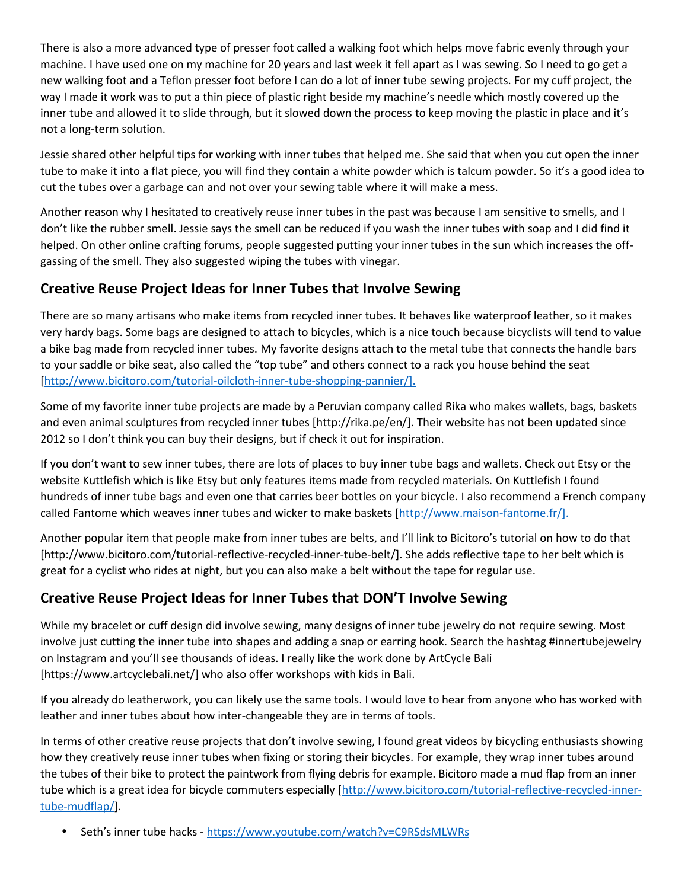There is also a more advanced type of presser foot called a walking foot which helps move fabric evenly through your machine. I have used one on my machine for 20 years and last week it fell apart as I was sewing. So I need to go get a new walking foot and a Teflon presser foot before I can do a lot of inner tube sewing projects. For my cuff project, the way I made it work was to put a thin piece of plastic right beside my machine's needle which mostly covered up the inner tube and allowed it to slide through, but it slowed down the process to keep moving the plastic in place and it's not a long-term solution.

Jessie shared other helpful tips for working with inner tubes that helped me. She said that when you cut open the inner tube to make it into a flat piece, you will find they contain a white powder which is talcum powder. So it's a good idea to cut the tubes over a garbage can and not over your sewing table where it will make a mess.

Another reason why I hesitated to creatively reuse inner tubes in the past was because I am sensitive to smells, and I don't like the rubber smell. Jessie says the smell can be reduced if you wash the inner tubes with soap and I did find it helped. On other online crafting forums, people suggested putting your inner tubes in the sun which increases the off-gassing of the smell. They also suggested wiping the tubes with vinegar.

## Creative Reuse Project Ideas for Inner Tubes that Involve Sewing

There are so many artisans who make items from recycled inner tubes. It behaves like waterproof leather, so it makes very hardy bags. Some bags are designed to attach to bicycles, which is a nice touch because bicyclists will tend to value a bike bag made from recycled inner tubes. My favorite designs attach to the metal tube that connects the handle bars to your saddle or bike seat, also called the "top tube" and others connect to a rack you house behind the seat [http://www.bicitoro.com/tutorial-oilcloth-inner-tube-shopping-pannier/].

Some of my favorite inner tube projects are made by a Peruvian company called Rika who makes wallets, bags, baskets and even animal sculptures from recycled inner tubes [http://rika.pe/en/]. Their website has not been updated since 2012 so I don't think you can buy their designs, but if check it out for inspiration.

If you don't want to sew inner tubes, there are lots of places to buy inner tube bags and wallets. Check out Etsy or the website Kuttlefish which is like Etsy but only features items made from recycled materials. On Kuttlefish I found hundreds of inner tube bags and even one that carries beer bottles on your bicycle. I also recommend a French company called Fantome which weaves inner tubes and wicker to make baskets [http://www.maison-fantome.fr/].

Another popular item that people make from inner tubes are belts, and I'll link to Bicitoro's tutorial on how to do that [http://www.bicitoro.com/tutorial-reflective-recycled-inner-tube-belt/]. She adds reflective tape to her belt which is great for a cyclist who rides at night, but you can also make a belt without the tape for regular use.

## Creative Reuse Project Ideas for Inner Tubes that DON'T Involve Sewing

While my bracelet or cuff design did involve sewing, many designs of inner tube jewelry do not require sewing. Most involve just cutting the inner tube into shapes and adding a snap or earring hook. Search the hashtag #innertubejewelry on Instagram and you'll see thousands of ideas. I really like the work done by ArtCycle Bali [https://www.artcyclebali.net/] who also offer workshops with kids in Bali.

If you already do leatherwork, you can likely use the same tools. I would love to hear from anyone who has worked with leather and inner tubes about how inter-changeable they are in terms of tools.

In terms of other creative reuse projects that don't involve sewing, I found great videos by bicycling enthusiasts showing how they creatively reuse inner tubes when fixing or storing their bicycles. For example, they wrap inner tubes around the tubes of their bike to protect the paintwork from flying debris for example. Bicitoro made a mud flap from an inner tube which is a great idea for bicycle commuters especially [http://www.bicitoro.com/tutorial-reflective-recycled-inner-tube-mudflap/].

- Seth's inner tube hacks - https://www.youtube.com/watch?v=C9RSdsMLWRs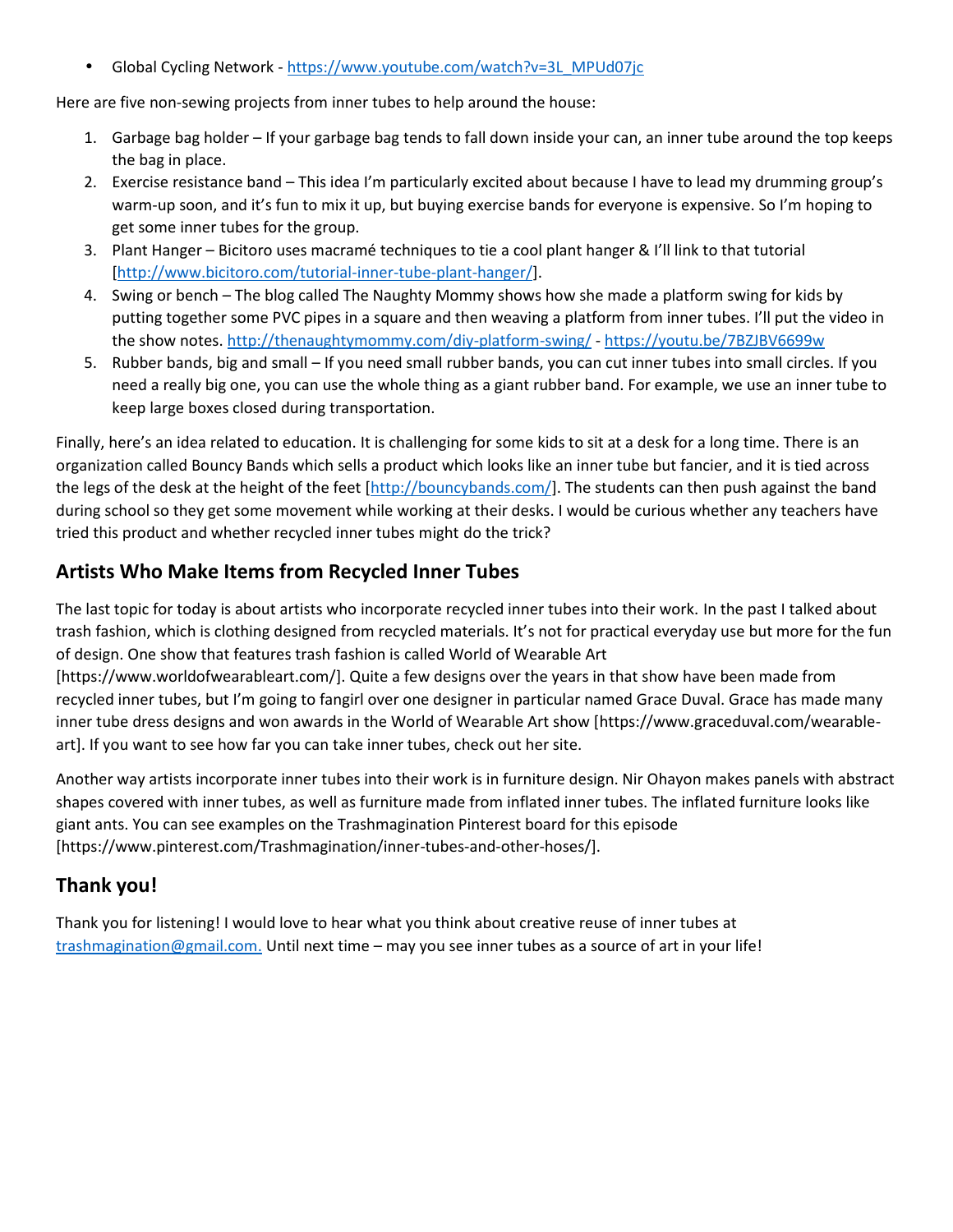- Global Cycling Network - https://www.youtube.com/watch?v=3L_MPUd07jc

Here are five non-sewing projects from inner tubes to help around the house:

1. Garbage bag holder – If your garbage bag tends to fall down inside your can, an inner tube around the top keeps the bag in place.
2. Exercise resistance band – This idea I'm particularly excited about because I have to lead my drumming group's warm-up soon, and it's fun to mix it up, but buying exercise bands for everyone is expensive. So I'm hoping to get some inner tubes for the group.
3. Plant Hanger – Bicitoro uses macramé techniques to tie a cool plant hanger & I'll link to that tutorial [http://www.bicitoro.com/tutorial-inner-tube-plant-hanger/].
4. Swing or bench – The blog called The Naughty Mommy shows how she made a platform swing for kids by putting together some PVC pipes in a square and then weaving a platform from inner tubes. I'll put the video in the show notes. http://thenaughtymommy.com/diy-platform-swing/ - https://youtu.be/7BZJBV6699w
5. Rubber bands, big and small – If you need small rubber bands, you can cut inner tubes into small circles. If you need a really big one, you can use the whole thing as a giant rubber band. For example, we use an inner tube to keep large boxes closed during transportation.

Finally, here's an idea related to education. It is challenging for some kids to sit at a desk for a long time. There is an organization called Bouncy Bands which sells a product which looks like an inner tube but fancier, and it is tied across the legs of the desk at the height of the feet [http://bouncybands.com/]. The students can then push against the band during school so they get some movement while working at their desks. I would be curious whether any teachers have tried this product and whether recycled inner tubes might do the trick?

## Artists Who Make Items from Recycled Inner Tubes

The last topic for today is about artists who incorporate recycled inner tubes into their work. In the past I talked about trash fashion, which is clothing designed from recycled materials. It's not for practical everyday use but more for the fun of design. One show that features trash fashion is called World of Wearable Art [https://www.worldofwearableart.com/]. Quite a few designs over the years in that show have been made from recycled inner tubes, but I'm going to fangirl over one designer in particular named Grace Duval. Grace has made many inner tube dress designs and won awards in the World of Wearable Art show [https://www.graceduval.com/wearable-art]. If you want to see how far you can take inner tubes, check out her site.

Another way artists incorporate inner tubes into their work is in furniture design. Nir Ohayon makes panels with abstract shapes covered with inner tubes, as well as furniture made from inflated inner tubes. The inflated furniture looks like giant ants. You can see examples on the Trashmagination Pinterest board for this episode [https://www.pinterest.com/Trashmagination/inner-tubes-and-other-hoses/].

## Thank you!

Thank you for listening! I would love to hear what you think about creative reuse of inner tubes at trashmagination@gmail.com. Until next time – may you see inner tubes as a source of art in your life!